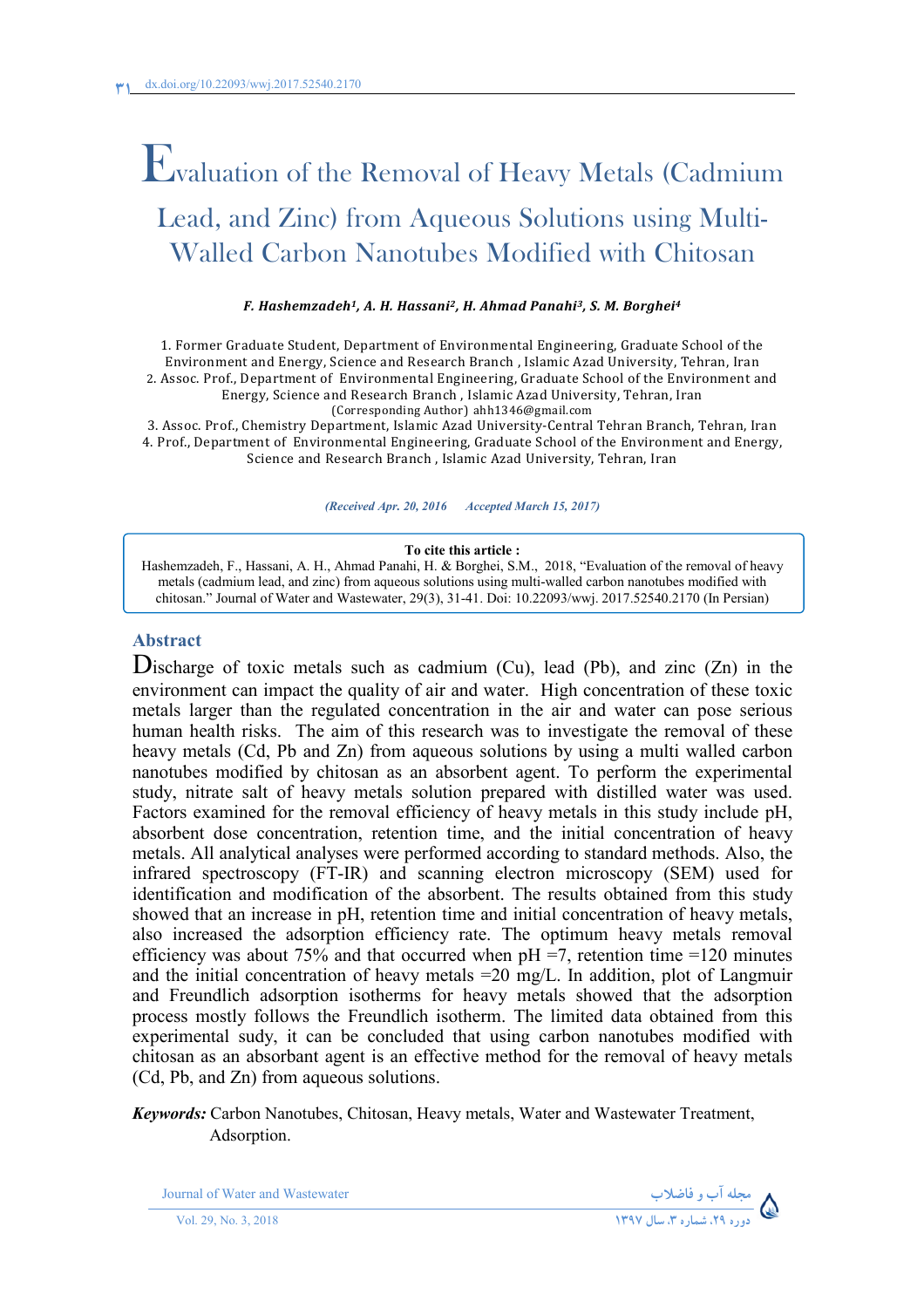# Evaluation of the Removal of Heavy Metals (Cadmium Lead, and Zinc) from Aqueous Solutions using Multi-Walled Carbon Nanotubes Modified with Chitosan

***F. Hashemzadeh*[1]*, A. H. Hassani*[2]*, H. Ahmad Panahi*[3]*, S. M. Borghei*[4]**

1. Former Graduate Student, Department of Environmental Engineering, Graduate School of the Environment and Energy, Science and Research Branch , Islamic Azad University, Tehran, Iran
2. Assoc. Prof., Department of Environmental Engineering, Graduate School of the Environment and Energy, Science and Research Branch , Islamic Azad University, Tehran, Iran (Corresponding Author) ahh1346@gmail.com
3. Assoc. Prof., Chemistry Department, Islamic Azad University-Central Tehran Branch, Tehran, Iran
4. Prof., Department of Environmental Engineering, Graduate School of the Environment and Energy, Science and Research Branch , Islamic Azad University, Tehran, Iran

*(Received Apr. 20, 2016 Accepted March 15, 2017)*

**To cite this article :**
Hashemzadeh, F., Hassani, A. H., Ahmad Panahi, H. & Borghei, S.M., 2018, "Evaluation of the removal of heavy metals (cadmium lead, and zinc) from aqueous solutions using multi-walled carbon nanotubes modified with chitosan." Journal of Water and Wastewater, 29(3), 31-41. Doi: 10.22093/wwj. 2017.52540.2170 (In Persian)

## Abstract

Discharge of toxic metals such as cadmium (Cu), lead (Pb), and zinc (Zn) in the environment can impact the quality of air and water. High concentration of these toxic metals larger than the regulated concentration in the air and water can pose serious human health risks. The aim of this research was to investigate the removal of these heavy metals (Cd, Pb and Zn) from aqueous solutions by using a multi walled carbon nanotubes modified by chitosan as an absorbent agent. To perform the experimental study, nitrate salt of heavy metals solution prepared with distilled water was used. Factors examined for the removal efficiency of heavy metals in this study include pH, absorbent dose concentration, retention time, and the initial concentration of heavy metals. All analytical analyses were performed according to standard methods. Also, the infrared spectroscopy (FT-IR) and scanning electron microscopy (SEM) used for identification and modification of the absorbent. The results obtained from this study showed that an increase in pH, retention time and initial concentration of heavy metals, also increased the adsorption efficiency rate. The optimum heavy metals removal efficiency was about 75% and that occurred when pH =7, retention time =120 minutes and the initial concentration of heavy metals =20 mg/L. In addition, plot of Langmuir and Freundlich adsorption isotherms for heavy metals showed that the adsorption process mostly follows the Freundlich isotherm. The limited data obtained from this experimental sudy, it can be concluded that using carbon nanotubes modified with chitosan as an absorbant agent is an effective method for the removal of heavy metals (Cd, Pb, and Zn) from aqueous solutions.

***Keywords:*** Carbon Nanotubes, Chitosan, Heavy metals, Water and Wastewater Treatment, Adsorption.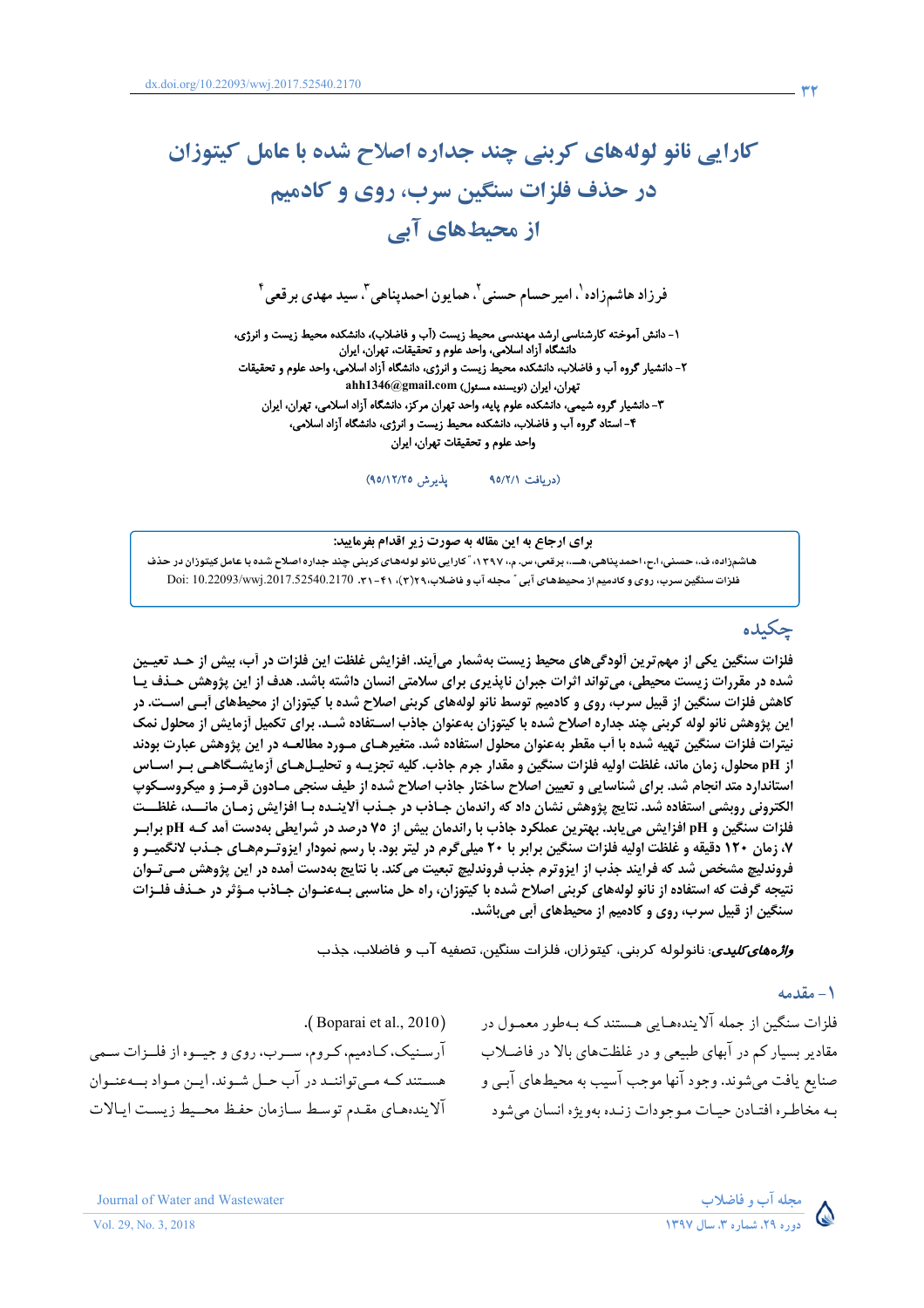# کارایی نانو لوله‌های کربنی چند جداره اصلاح شده با عامل کیتوزان در حذف فلزات سنگین سرب، روی و کادمیم از محیط‌های آبی

فرزاد هاشم‌زاده[1]، امیرحسام حسنی[2]، همایون احمدپناهی[3]، سید مهدی برقعی[4]

۱- دانش آموخته کارشناسی ارشد مهندسی محیط زیست (آب و فاضلاب)، دانشکده محیط زیست و انرژی، دانشگاه آزاد اسلامی، واحد علوم و تحقیقات، تهران، ایران

۲- دانشیار گروه آب و فاضلاب، دانشکده محیط زیست و انرژی، دانشگاه آزاد اسلامی، واحد علوم و تحقیقات تهران، ایران (نویسنده مسئول) ahh1346@gmail.com

۳- دانشیار گروه شیمی، دانشکده علوم پایه، واحد تهران مرکز، دانشگاه آزاد اسلامی، تهران، ایران

۴- استاد گروه آب و فاضلاب، دانشکده محیط زیست و انرژی، دانشگاه آزاد اسلامی، واحد علوم و تحقیقات تهران، ایران

(دریافت ۹۵/۲/۱ پذیرش ۹۵/۱۲/۲۵)

**برای ارجاع به این مقاله به صورت زیر اقدام بفرمایید:**

هاشم‌زاده، ف.، حسنی، ا.ح.، احمدپناهی، هـ.، برقعی، س. م.، ۱۳۹۷، "کارایی نانو لوله‌های کربنی چند جداره اصلاح شده با عامل کیتوزان در حذف فلزات سنگین سرب، روی و کادمیم از محیط‌های آبی" مجله آب و فاضلاب، ۲۹(۳)، ۴۱-۳۱. Doi: 10.22093/wwj.2017.52540.2170

## چکیده

فلزات سنگین یکی از مهم‌ترین آلودگی‌های محیط زیست به‌شمار می‌آیند. افزایش غلظت این فلزات در آب، بیش از حد تعیین شده در مقررات زیست محیطی، می‌تواند اثرات جبران ناپذیری برای سلامتی انسان داشته باشد. هدف از این پژوهش حذف یا کاهش فلزات سنگین از قبیل سرب، روی و کادمیم توسط نانو لوله‌های کربنی اصلاح شده با کیتوزان از محیط‌های آبی است. در این پژوهش نانو لوله کربنی چند جداره اصلاح شده با کیتوزان به‌عنوان جاذب استفاده شد. برای تکمیل آزمایش از محلول نمک نیترات فلزات سنگین تهیه شده با آب مقطر به‌عنوان محلول استفاده شد. متغیرهای مورد مطالعه در این پژوهش عبارت بودند از pH محلول، زمان ماند، غلظت اولیه فلزات سنگین و مقدار جرم جاذب. کلیه تجزیه و تحلیل‌های آزمایشگاهی بر اساس استاندارد متد انجام شد. برای شناسایی و تعیین اصلاح ساختار جاذب اصلاح شده از طیف سنجی مادون قرمز و میکروسکوپ الکترونی روبشی استفاده شد. نتایج پژوهش نشان داد که راندمان جاذب در جذب آلاینده با افزایش زمان ماند، غلظت فلزات سنگین و pH افزایش می‌یابد. بهترین عملکرد جاذب با راندمان بیش از ۷۵ درصد در شرایطی به‌دست آمد که pH برابر ۷، زمان ۱۲۰ دقیقه و غلظت اولیه فلزات سنگین برابر با ۲۰ میلی‌گرم در لیتر بود. با رسم نمودار ایزوترم‌های جذب لانگمیر و فروندلیچ مشخص شد که فرایند جذب از ایزوترم جذب فروندلیچ تبعیت می‌کند. با نتایج به‌دست آمده در این پژوهش می‌توان نتیجه گرفت که استفاده از نانو لوله‌های کربنی اصلاح شده با کیتوزان، راه حل مناسبی به‌عنوان جاذب مؤثر در حذف فلزات سنگین از قبیل سرب، روی و کادمیم از محیط‌های آبی می‌باشد.

***واژه‌های کلیدی:*** نانولوله کربنی، کیتوزان، فلزات سنگین، تصفیه آب و فاضلاب، جذب

## ۱- مقدمه

فلزات سنگین از جمله آلاینده‌هایی هستند که به‌طور معمول در مقادیر بسیار کم در آبهای طبیعی و در غلظت‌های بالا در فاضلاب صنایع یافت می‌شوند. وجود آنها موجب آسیب به محیط‌های آبی و به مخاطره افتادن حیات موجودات زنده به‌ویژه انسان می‌شود (Boparai et al., 2010).

آرسنیک، کادمیم، کروم، سرب، روی و جیوه از فلزات سمی هستند که می‌توانند در آب حل شوند. این مواد به‌عنوان آلاینده‌های مقدم توسط سازمان حفظ محیط زیست ایالات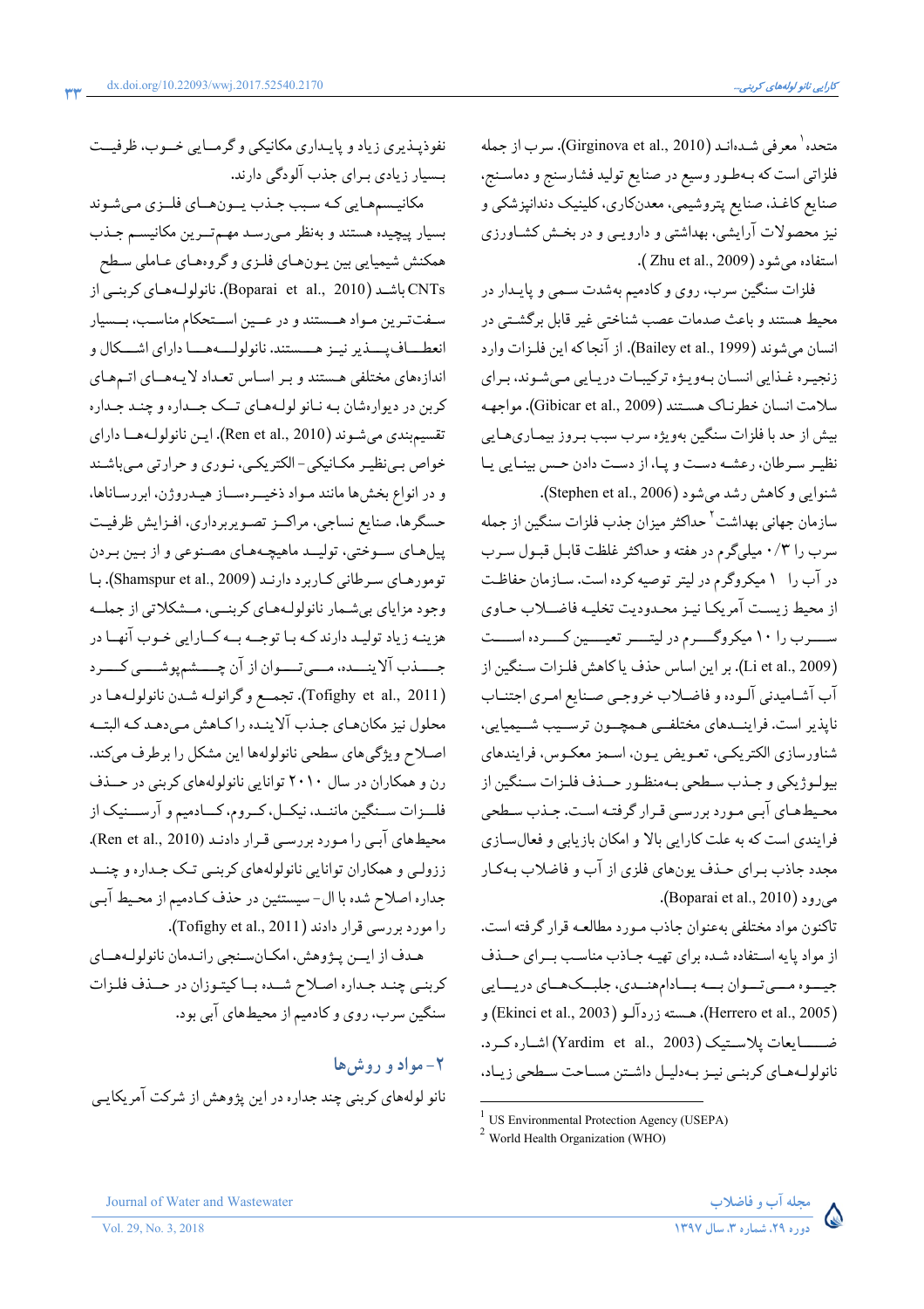متحده[1] معرفی شده‌اند (Girginova et al., 2010). سرب از جمله فلزاتی است که به‌طور وسیع در صنایع تولید فشارسنج و دماسنج، صنایع کاغذ، صنایع پتروشیمی، معدن‌کاری، کلینیک دندانپزشکی و نیز محصولات آرایشی، بهداشتی و دارویی و در بخش کشاورزی استفاده می‌شود (Zhu et al., 2009).

فلزات سنگین سرب، روی و کادمیم به‌شدت سمی و پایدار در محیط هستند و باعث صدمات عصب شناختی غیر قابل برگشتی در انسان می‌شوند (Bailey et al., 1999). از آنجا که این فلزات وارد زنجیره غذایی انسان به‌ویژه ترکیبات دریایی می‌شوند، برای سلامت انسان خطرناک هستند (Gibicar et al., 2009). مواجهه بیش از حد با فلزات سنگین به‌ویژه سرب سبب بروز بیماری‌هایی نظیر سرطان، رعشه دست و پا، از دست دادن حس بینایی یا شنوایی و کاهش رشد می‌شود (Stephen et al., 2006).

سازمان جهانی بهداشت[2] حداکثر میزان جذب فلزات سنگین از جمله سرب را ۰/۳ میلی‌گرم در هفته و حداکثر غلظت قابل قبول سرب در آب را ۱ میکروگرم در لیتر توصیه کرده است. سازمان حفاظت از محیط زیست آمریکا نیز محدودیت تخلیه فاضلاب حاوی سرب را ۱۰ میکروگرم در لیتر تعیین کرده است (Li et al., 2009). بر این اساس حذف یا کاهش فلزات سنگین از آب آشامیدنی آلوده و فاضلاب خروجی صنایع امری اجتناب ناپذیر است. فرایندهای مختلفی همچون ترسیب شیمیایی، شناورسازی الکتریکی، تعویض یون، اسمز معکوس، فرایندهای بیولوژیکی و جذب سطحی به‌منظور حذف فلزات سنگین از محیط‌های آبی مورد بررسی قرار گرفته است. جذب سطحی فرایندی است که به علت کارایی بالا و امکان بازیابی و فعال‌سازی مجدد جاذب برای حذف یون‌های فلزی از آب و فاضلاب به‌کار می‌رود (Boparai et al., 2010).

تاکنون مواد مختلفی به‌عنوان جاذب مورد مطالعه قرار گرفته است. از مواد پایه استفاده شده برای تهیه جاذب مناسب برای حذف جیوه می‌توان به بادام‌هندی، جلبک‌های دریایی (Herrero et al., 2005)، هسته زردآلو (Ekinci et al., 2003) و ضایعات پلاستیک (Yardim et al., 2003) اشاره کرد. نانولوله‌های کربنی نیز به‌دلیل داشتن مساحت سطحی زیاد، نفوذپذیری زیاد و پایداری مکانیکی و گرمایی خوب، ظرفیت بسیار زیادی برای جذب آلودگی دارند.

مکانیسم‌هایی که سبب جذب یون‌های فلزی می‌شوند بسیار پیچیده هستند و به‌نظر می‌رسد مهم‌ترین مکانیسم جذب همکنش شیمیایی بین یون‌های فلزی و گروه‌های عاملی سطح CNTs باشد (Boparai et al., 2010). نانولوله‌های کربنی از سفت‌ترین مواد هستند و در عین استحکام مناسب، بسیار انعطاف‌پذیر نیز هستند. نانولوله‌ها دارای اشکال و اندازه‌های مختلفی هستند و بر اساس تعداد لایه‌های اتم‌های کربن در دیواره‌شان به نانو لوله‌های تک جداره و چند جداره تقسیم‌بندی می‌شوند (Ren et al., 2010). این نانولوله‌ها دارای خواص بی‌نظیر مکانیکی-الکتریکی، نوری و حرارتی می‌باشند و در انواع بخش‌ها مانند مواد ذخیره‌ساز هیدروژن، ابررساناها، حسگرها، صنایع نساجی، مراکز تصویربرداری، افزایش ظرفیت پیل‌های سوختی، تولید ماهیچه‌های مصنوعی و از بین بردن تومورهای سرطانی کاربرد دارند (Shamspur et al., 2009). با وجود مزایای بی‌شمار نانولوله‌های کربنی، مشکلاتی از جمله هزینه زیاد تولید دارند که با توجه به کارایی خوب آنها در جذب آلاینده، می‌توان از آن چشم‌پوشی کرد (Tofighy et al., 2011). تجمع و گرانوله شدن نانولوله‌ها در محلول نیز مکان‌های جذب آلاینده را کاهش می‌دهد که البته اصلاح ویژگی‌های سطحی نانولوله‌ها این مشکل را برطرف می‌کند. رن و همکاران در سال ۲۰۱۰ توانایی نانولوله‌های کربنی در حذف فلزات سنگین مانند، نیکل، کروم، کادمیم و آرسنیک از محیط‌های آبی را مورد بررسی قرار دادند (Ren et al., 2010). ززولی و همکاران توانایی نانولوله‌های کربنی تک جداره و چند جداره اصلاح شده با ال-سیستئین در حذف کادمیم از محیط آبی را مورد بررسی قرار دادند (Tofighy et al., 2011).

هدف از این پژوهش، امکان‌سنجی راندمان نانولوله‌های کربنی چند جداره اصلاح شده با کیتوزان در حذف فلزات سنگین سرب، روی و کادمیم از محیط‌های آبی بود.

## ۲- مواد و روش‌ها

نانو لوله‌های کربنی چند جداره در این پژوهش از شرکت آمریکایی

---

[1] US Environmental Protection Agency (USEPA)

[2] World Health Organization (WHO)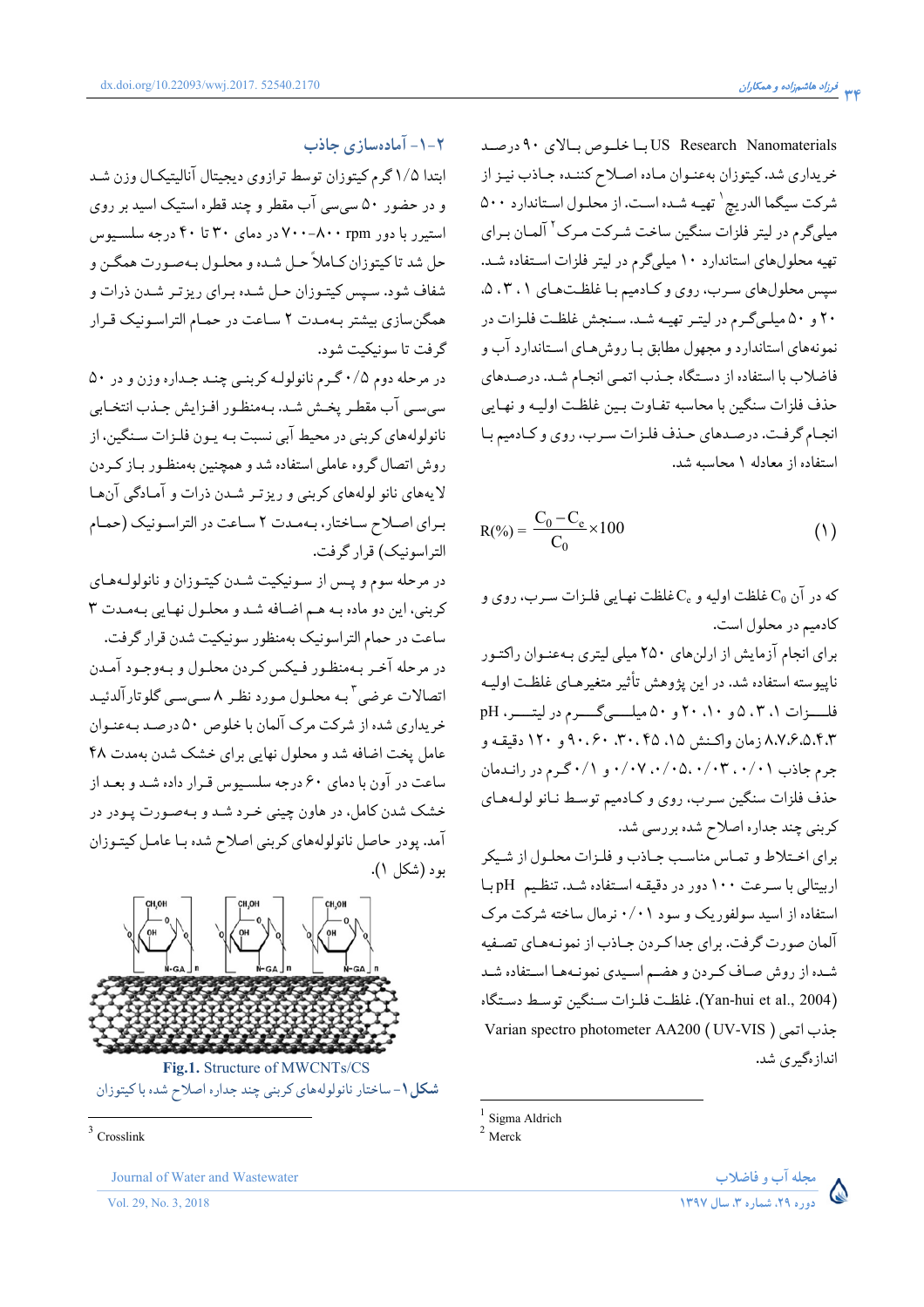US Research Nanomaterials با خلوص بالای ۹۰ درصد خریداری شد. کیتوزان به‌عنوان ماده اصلاح کننده جاذب نیز از شرکت سیگما الدریچ[1] تهیه شده است. از محلول استاندارد ۵۰۰ میلی‌گرم در لیتر فلزات سنگین ساخت شرکت مرک[2] آلمان برای تهیه محلول‌های استاندارد ۱۰ میلی‌گرم در لیتر فلزات استفاده شد. سپس محلول‌های سرب، روی و کادمیم با غلظت‌های ۱، ۳، ۵، ۲۰ و ۵۰ میلی‌گرم در لیتر تهیه شد. سنجش غلظت فلزات در نمونه‌های استاندارد و مجهول مطابق با روش‌های استاندارد آب و فاضلاب با استفاده از دستگاه جذب اتمی انجام شد. درصدهای حذف فلزات سنگین با محاسبه تفاوت بین غلظت اولیه و نهایی انجام گرفت. درصدهای حذف فلزات سرب، روی و کادمیم با استفاده از معادله ۱ محاسبه شد.

$$R(\%) = \frac{C_0 - C_e}{C_0} \times 100 \qquad (1)$$

که در آن $C_0$ غلظت اولیه و $C_e$ غلظت نهایی فلزات سرب، روی و کادمیم در محلول است.

برای انجام آزمایش از ارلن‌های ۲۵۰ میلی لیتری به‌عنوان راکتور ناپیوسته استفاده شد. در این پژوهش تأثیر متغیرهای غلظت اولیه فلزات ۱، ۳، ۵، ۱۰، ۲۰ و ۵۰ میلی‌گرم در لیتر، pH ۳،۴،۵،۶،۷،۸، زمان واکنش ۱۵، ۳۰، ۴۵، ۶۰، ۹۰ و ۱۲۰ دقیقه و جرم جاذب ۰/۰۱، ۰/۰۳، ۰/۰۵، ۰/۰۷ و ۰/۱ گرم در راندمان حذف فلزات سنگین سرب، روی و کادمیم توسط نانو لوله‌های کربنی چند جداره اصلاح شده بررسی شد.

برای اختلاط و تماس مناسب جاذب و فلزات محلول از شیکر اربیتالی با سرعت ۱۰۰ دور در دقیقه استفاده شد. تنظیم pH با استفاده از اسید سولفوریک و سود ۰/۰۱ نرمال ساخت شرکت مرک آلمان صورت گرفت. برای جدا کردن جاذب از نمونه‌های تصفیه شده از روش صاف کردن و هضم اسیدی نمونه‌ها استفاده شد (Yan-hui et al., 2004). غلظت فلزات سنگین توسط دستگاه جذب اتمی ( UV-VIS ) Varian spectro photometer AA200 اندازه‌گیری شد.

## ۲-۱- آماده‌سازی جاذب

ابتدا ۱/۵ گرم کیتوزان توسط ترازوی دیجیتال آنالیتیکال وزن شد و در حضور ۵۰ سی‌سی آب مقطر و چند قطره استیک اسید بر روی استیرر با دور rpm ۸۰۰-۷۰۰ در دمای ۳۰ تا ۴۰ درجه سلسیوس حل شد تا کیتوزان کاملاً حل شده و محلول به‌صورت همگن و شفاف شود. سپس کیتوزان حل شده برای ریزتر شدن ذرات و همگن‌سازی بیشتر به‌مدت ۲ ساعت در حمام التراسونیک قرار گرفت تا سونیکیت شود.

در مرحله دوم ۰/۵ گرم نانولوله کربنی چند جداره وزن و در ۵۰ سی‌سی آب مقطر پخش شد. به‌منظور افزایش جذب انتخابی نانولوله‌های کربنی در محیط آبی نسبت به یون فلزات سنگین، از روش اتصال گروه عاملی استفاده شد و همچنین به‌منظور باز کردن لایه‌های نانو لوله‌های کربنی و ریزتر شدن ذرات و آمادگی آن‌ها برای اصلاح ساختار، به‌مدت ۲ ساعت در التراسونیک (حمام التراسونیک) قرار گرفت.

در مرحله سوم و پس از سونیکیت شدن کیتوزان و نانولوله‌های کربنی، این دو ماده به هم اضافه شد و محلول نهایی به‌مدت ۳ ساعت در حمام التراسونیک به‌منظور سونیکیت شدن قرار گرفت.

در مرحله آخر به‌منظور فیکس کردن محلول و به‌وجود آمدن اتصالات عرضی[3] به محلول مورد نظر ۸ سی‌سی گلوتارآلدئید خریداری شده از شرکت مرک آلمان با خلوص ۵۰ درصد به‌عنوان عامل پخت اضافه شد و محلول نهایی برای خشک شدن به‌مدت ۴۸ ساعت در آون با دمای ۶۰ درجه سلسیوس قرار داده شد و بعد از خشک شدن کامل، در هاون چینی خرد شد و به‌صورت پودر در آمد. پودر حاصل نانولوله‌های کربنی اصلاح شده با عامل کیتوزان بود (شکل ۱).

**Fig.1.** Structure of MWCNTs/CS

**شکل ۱**- ساختار نانولوله‌های کربنی چند جداره اصلاح شده با کیتوزان

[1] Sigma Aldrich
[2] Merck
[3] Crosslink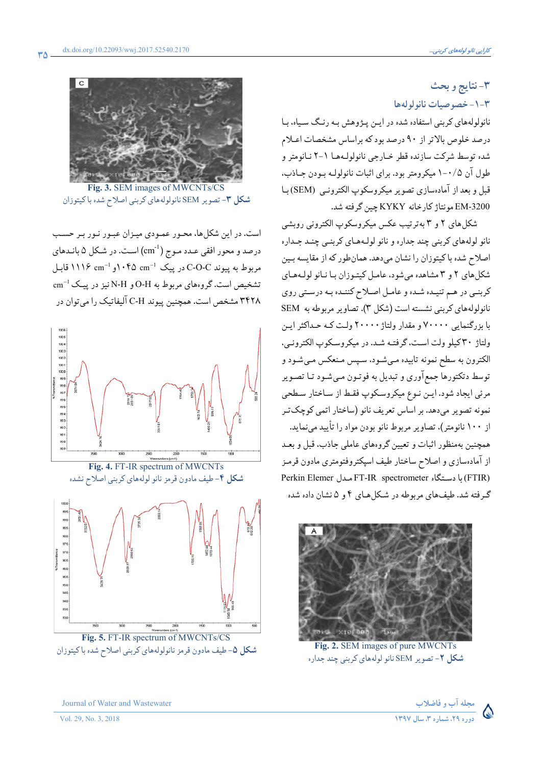## ۳- نتایج و بحث

### ۳-۱- خصوصیات نانولوله‌ها

نانولوله‌های کربنی استفاده شده در این پژوهش به رنگ سیاه، با درصد خلوص بالاتر از ۹۰ درصد بود که براساس مشخصات اعلام شده توسط شرکت سازنده قطر خارجی نانولوله‌ها ۱-۲ نانومتر و طول آن ۰/۵-۱ میکرومتر بود. برای اثبات نانولوله بودن جاذب، قبل و بعد از آماده‌سازی تصویر میکروسکوپ الکترونی (SEM) با EM-3200 مونتاژ کارخانه KYKY چین گرفته شد.

شکل‌های ۲ و ۳ به‌ترتیب عکس میکروسکوپ الکترونی روبشی نانو لوله‌های کربنی چند جداره و نانو لوله‌های کربنی چند جداره اصلاح شده با کیتوزان را نشان می‌دهد. همان‌طور که از مقایسه بین شکل‌های ۲ و ۳ مشاهده می‌شود، عامل کیتوزان با نانو لوله‌های کربنی در هم تنیده شده و عامل اصلاح کننده به درستی روی نانولوله‌های کربنی نشسته است (شکل ۳). تصاویر مربوط به SEM با بزرگنمایی ۷۰۰۰۰ و مقدار ولتاژ ۲۰۰۰۰ ولت که حداکثر این ولتاژ ۳۰ کیلو ولت است، گرفته شد. در میکروسکوپ الکترونی، الکترون به سطح نمونه تابیده می‌شود، سپس منعکس می‌شود و توسط دتکتورها جمع‌آوری و تبدیل به فوتون می‌شود تا تصویر مرئی ایجاد شود. این نوع میکروسکوپ فقط از ساختار سطحی نمونه تصویر می‌دهد. بر اساس تعریف نانو (ساختار اتمی کوچک‌تر از ۱۰۰ نانومتر)، تصاویر مربوط نانو بودن مواد را تأیید می‌نماید.

همچنین به‌منظور اثبات و تعیین گروه‌های عاملی جاذب، قبل و بعد از آماده‌سازی و اصلاح ساختار طیف اسپکتروفتومتری مادون قرمز (FTIR) با دستگاه FT-IR spectrometer مدل Perkin Elemer گرفته شد. طیف‌های مربوطه در شکل‌های ۴ و ۵ نشان داده شده است. در این شکل‌ها، محور عمودی میزان عبور نور بر حسب درصد و محور افقی عدد موج ($cm^{-1}$) است. در شکل ۵ باندهای مربوط به پیوند C-O-C در پیک $1045\ cm^{-1}$ و $1116\ cm^{-1}$ قابل تشخیص است. گروه‌های مربوط به O-H و N-H نیز در پیک $3428\ cm^{-1}$ مشخص است. همچنین پیوند C-H آلیفاتیک را می‌توان در

Fig. 2. SEM images of pure MWCNTs

شکل ۲- تصویر SEM نانو لوله‌های کربنی چند جداره

Fig. 3. SEM images of MWCNTs/CS

شکل ۳- تصویر SEM نانولوله‌های کربنی اصلاح شده با کیتوزان

Fig. 4. FT-IR spectrum of MWCNTs

شکل ۴- طیف مادون قرمز نانو لوله‌های کربنی اصلاح نشده

Fig. 5. FT-IR spectrum of MWCNTs/CS

شکل ۵- طیف مادون قرمز نانولوله‌های کربنی اصلاح شده با کیتوزان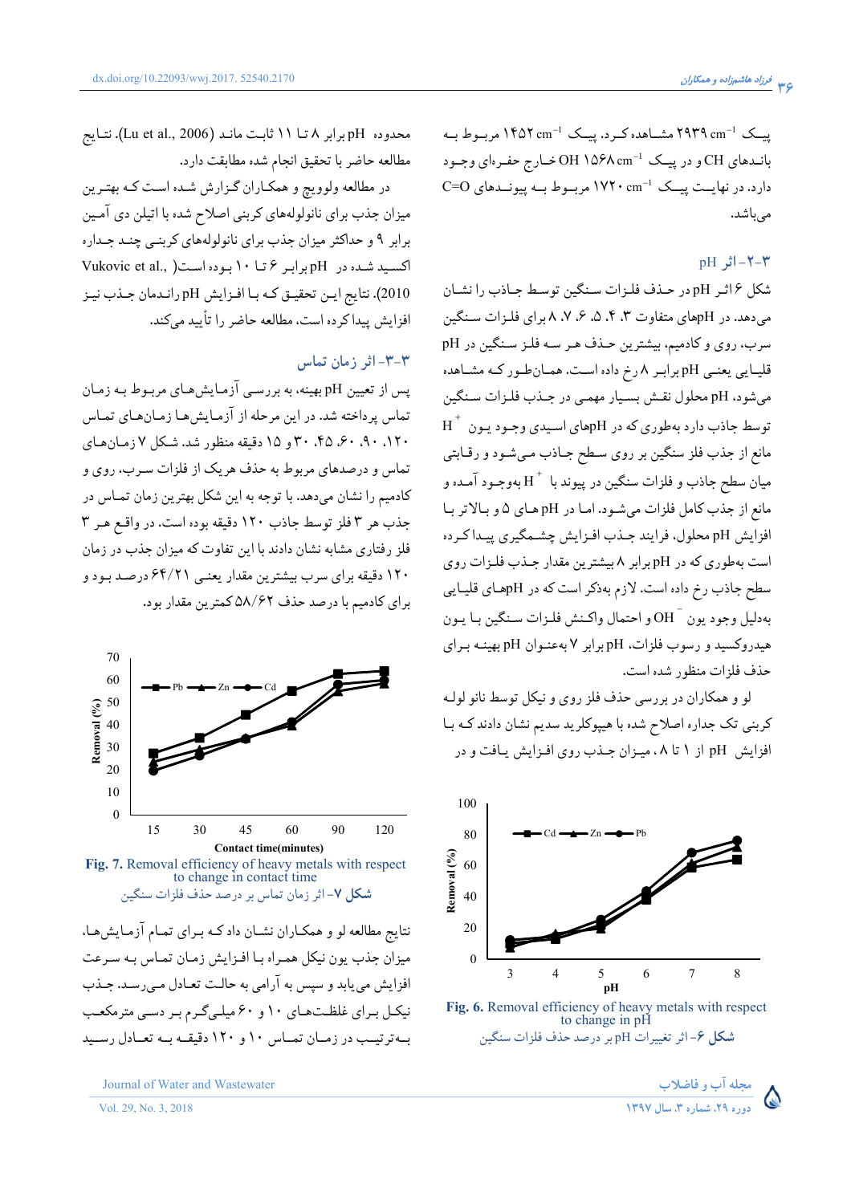پیک $2939\ cm^{-1}$ مشاهده کرد. پیک $1452\ cm^{-1}$ مربوط به باندهای CH و در پیک $1568\ cm^{-1}$ خارج حفره‌ای OH وجود دارد. در نهایت پیک $1720\ cm^{-1}$ مربوط به پیوندهای C=O می‌باشد.

### ۳-۲- اثر pH

شکل ۶ اثر pH در حذف فلزات سنگین توسط جاذب را نشان می‌دهد. در pHهای متفاوت ۳، ۴، ۵، ۶، ۷، ۸ برای فلزات سنگین سرب، روی و کادمیم، بیشترین حذف هر سه فلز سنگین در pH قلیایی یعنی pH برابر ۸ رخ داده است. همان‌طور که مشاهده می‌شود، pH محلول نقش بسیار مهمی در جذب فلزات سنگین توسط جاذب دارد به‌طوری که در pHهای اسیدی وجود یون $H^+$ مانع از جذب فلز سنگین بر روی سطح جاذب می‌شود و رقابتی میان سطح جاذب و فلزات سنگین در پیوند با $H^+$ به‌وجود آمده و مانع از جذب کامل فلزات می‌شود. اما در pH های ۵ و بالاتر با افزایش pH محلول، فرایند جذب افزایش چشمگیری پیدا کرده است به‌طوری که در pH برابر ۸ بیشترین مقدار جذب فلزات روی سطح جاذب رخ داده است. لازم به‌ذکر است که در pHهای قلیایی به‌دلیل وجود یون $OH^-$ و احتمال واکنش فلزات سنگین با یون هیدروکسید و رسوب فلزات، pH برابر ۷ به‌عنوان pH بهینه برای حذف فلزات منظور شده است.

لو و همکاران در بررسی حذف فلز روی و نیکل توسط نانو لوله کربنی تک جداره اصلاح شده با هیپوکلرید سدیم نشان دادند که با افزایش pH از ۱ تا ۸، میزان جذب روی افزایش یافت و در

Fig. 6. Removal efficiency of heavy metals with respect to change in pH

شکل ۶- اثر تغییرات pH بر درصد حذف فلزات سنگین

محدوده pH برابر ۸ تا ۱۱ ثابت ماند (Lu et al., 2006). نتایج مطالعه حاضر با تحقیق انجام شده مطابقت دارد.

در مطالعه ولوویچ و همکاران گزارش شده است که بهترین میزان جذب برای نانولوله‌های کربنی اصلاح شده با اتیلن دی آمین برابر ۹ و حداکثر میزان جذب برای نانولوله‌های کربنی چند جداره اکسید شده در pH برابر ۶ تا ۱۰ بوده است (Vukovic et al., 2010). نتایج این تحقیق که با افزایش pH راندمان جذب نیز افزایش پیدا کرده است، مطالعه حاضر را تأیید می‌کند.

### ۳-۳- اثر زمان تماس

پس از تعیین pH بهینه، به بررسی آزمایش‌های مربوط به زمان تماس پرداخته شد. در این مرحله از آزمایش‌ها زمان‌های تماس ۱۲۰، ۹۰، ۶۰، ۴۵، ۳۰ و ۱۵ دقیقه منظور شد. شکل ۷ زمان‌های تماس و درصدهای مربوط به حذف هریک از فلزات سرب، روی و کادمیم را نشان می‌دهد. با توجه به این شکل بهترین زمان تماس در جذب هر ۳ فلز توسط جاذب ۱۲۰ دقیقه بوده است. در واقع هر ۳ فلز رفتاری مشابه نشان دادند با این تفاوت که میزان جذب در زمان ۱۲۰ دقیقه برای سرب بیشترین مقدار یعنی ۶۴/۲۱ درصد بود و برای کادمیم با درصد حذف ۵۸/۶۲ کمترین مقدار بود.

Fig. 7. Removal efficiency of heavy metals with respect to change in contact time

شکل ۷- اثر زمان تماس بر درصد حذف فلزات سنگین

نتایج مطالعه لو و همکاران نشان داد که برای تمام آزمایش‌ها، میزان جذب یون نیکل همراه با افزایش زمان تماس به سرعت افزایش می‌یابد و سپس به آرامی به حالت تعادل می‌رسد. جذب نیکل برای غلظت‌های ۱۰ و ۶۰ میلی‌گرم بر دسی مترمکعب به‌ترتیب در زمان تماس ۱۰ و ۱۲۰ دقیقه به تعادل رسید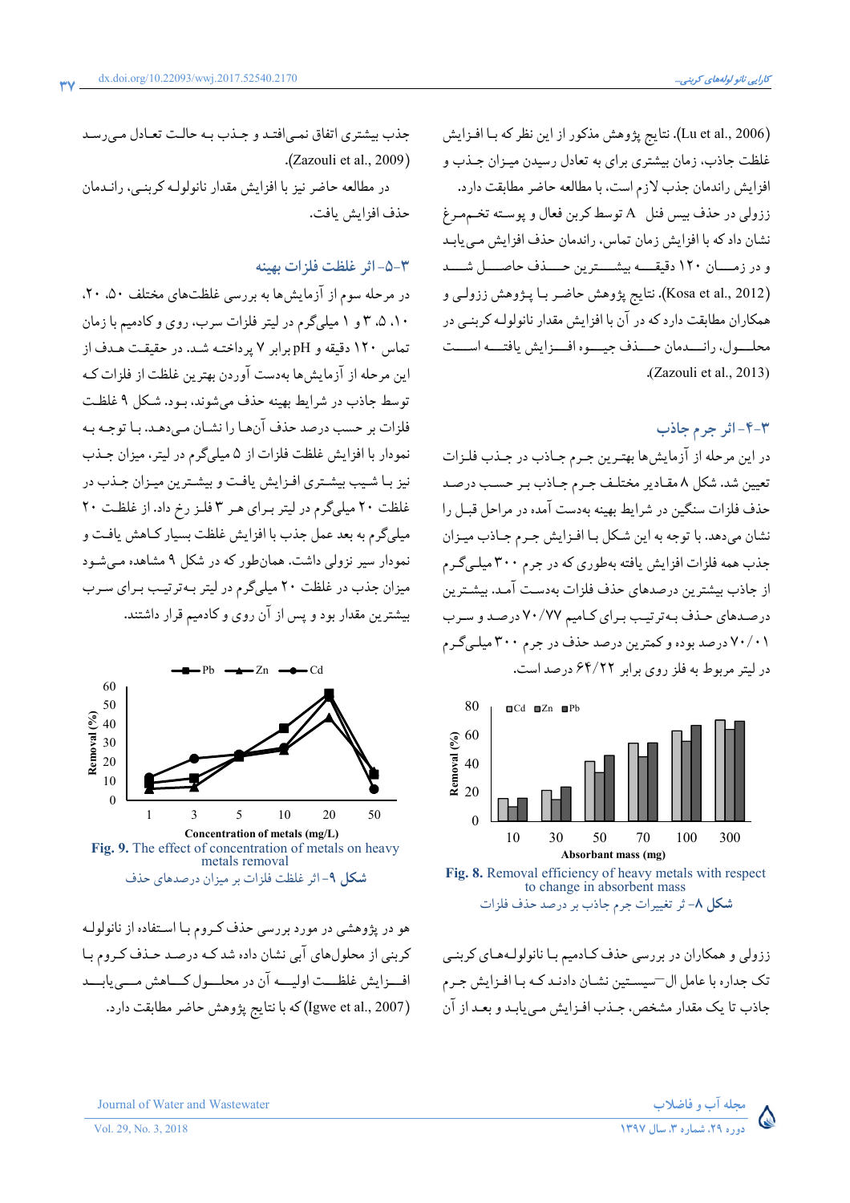(Lu et al., 2006). نتایج پژوهش مذکور از این نظر که با افزایش غلظت جاذب، زمان بیشتری برای به تعادل رسیدن میزان جذب و افزایش راندمان جذب لازم است، با مطالعه حاضر مطابقت دارد. ززولی در حذف بیس فنل A توسط کربن فعال و پوسته تخم‌مرغ نشان داد که با افزایش زمان تماس، راندمان حذف افزایش می‌یابد و در زمان ۱۲۰ دقیقه بیشترین حذف حاصل شد (Kosa et al., 2012). نتایج پژوهش حاضر با پژوهش ززولی و همکاران مطابقت دارد که در آن با افزایش مقدار نانولوله کربنی در محلول، راندمان حذف جیوه افزایش یافته است (Zazouli et al., 2013).

## ۳-۴- اثر جرم جاذب

در این مرحله از آزمایش‌ها بهترین جرم جاذب در جذب فلزات تعیین شد. شکل ۸ مقادیر مختلف جرم جاذب بر حسب درصد حذف فلزات سنگین در شرایط بهینه بدست آمده در مراحل قبل را نشان می‌دهد. با توجه به این شکل با افزایش جرم جاذب میزان جذب همه فلزات افزایش یافته بطوری که در جرم ۳۰۰ میلی‌گرم از جاذب بیشترین درصدهای حذف فلزات بدست آمد. بیشترین درصدهای حذف به‌ترتیب برای کادمیم ۷۰/۷۷ درصد و سرب ۷۰/۰۱ درصد بوده و کمترین درصد حذف در جرم ۳۰۰ میلی‌گرم در لیتر مربوط به فلز روی برابر ۶۴/۲۲ درصد است.

**Fig. 8.** Removal efficiency of heavy metals with respect to change in absorbent mass

**شکل ۸**- ثر تغییرات جرم جاذب بر درصد حذف فلزات

ززولی و همکاران در بررسی حذف کادمیم با نانولوله‌های کربنی تک جداره با عامل ال-سیستین نشان دادند که با افزایش جرم جاذب تا یک مقدار مشخص، جذب افزایش می‌یابد و بعد از آن جذب بیشتری اتفاق نمی‌افتد و جذب به حالت تعادل می‌رسد (Zazouli et al., 2009).

در مطالعه حاضر نیز با افزایش مقدار نانولوله کربنی، راندمان حذف افزایش یافت.

## ۳-۵- اثر غلظت فلزات بهینه

در مرحله سوم از آزمایش‌ها به بررسی غلظت‌های مختلف ۵۰، ۲۰، ۱۰، ۵، ۳ و ۱ میلی‌گرم در لیتر فلزات سرب، روی و کادمیم با زمان تماس ۱۲۰ دقیقه و pH برابر ۷ پرداخته شد. در حقیقت هدف از این مرحله از آزمایش‌ها بدست آوردن بهترین غلظت از فلزات که توسط جاذب در شرایط بهینه حذف می‌شوند، بود. شکل ۹ غلظت فلزات بر حسب درصد حذف آنها را نشان می‌دهد. با توجه به نمودار با افزایش غلظت فلزات از ۵ میلی‌گرم در لیتر، میزان جذب نیز با شیب بیشتری افزایش یافت و بیشترین میزان جذب در غلظت ۲۰ میلی‌گرم در لیتر برای هر ۳ فلز رخ داد. از غلظت ۲۰ میلی‌گرم به بعد عمل جذب با افزایش غلظت بسیار کاهش یافت و نمودار سیر نزولی داشت. همان‌طور که در شکل ۹ مشاهده می‌شود میزان جذب در غلظت ۲۰ میلی‌گرم در لیتر به‌ترتیب برای سرب بیشترین مقدار بود و پس از آن روی و کادمیم قرار داشتند.

**Fig. 9.** The effect of concentration of metals on heavy metals removal

**شکل ۹**- اثر غلظت فلزات بر میزان درصدهای حذف

هو در پژوهشی در مورد بررسی حذف کروم با استفاده از نانولوله کربنی از محلول‌های آبی نشان داده شد که درصد حذف کروم با افزایش غلظت اولیه آن در محلول کاهش می‌یابد (Igwe et al., 2007) که با نتایج پژوهش حاضر مطابقت دارد.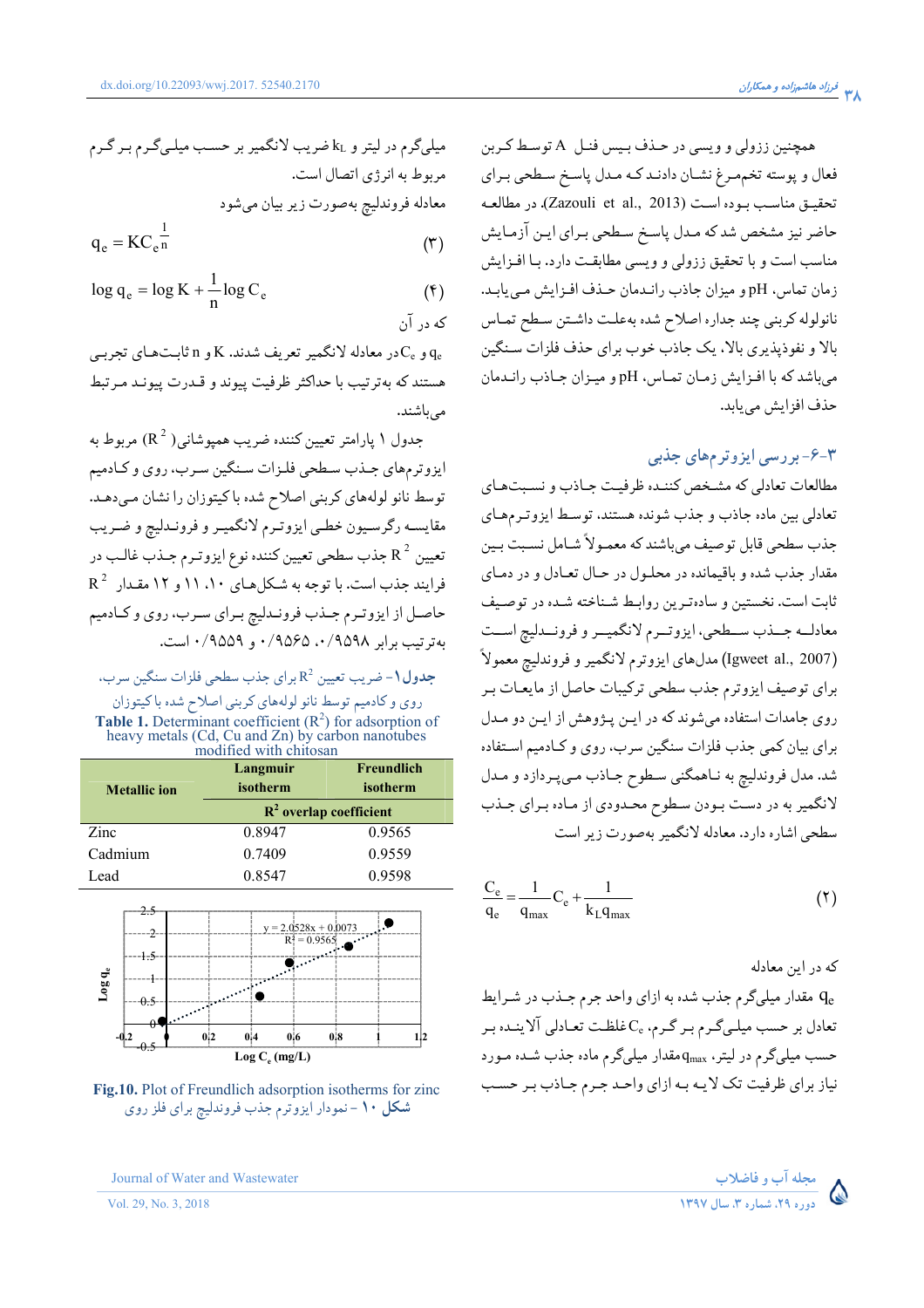همچنین ززولی و ویسی در حذف بیس فنل A توسط کربن فعال و پوسته تخم‌مرغ نشان دادند که مدل پاسخ سطحی برای تحقیق مناسب بوده است (Zazouli et al., 2013). در مطالعه حاضر نیز مشخص شد که مدل پاسخ سطحی برای این آزمایش مناسب است و با تحقیق ززولی و ویسی مطابقت دارد. با افزایش زمان تماس، pH و میزان جاذب راندمان حذف افزایش می‌یابد. نانولوله کربنی چند جداره اصلاح شده به‌علت داشتن سطح تماس بالا و نفوذپذیری بالا، یک جاذب خوب برای حذف فلزات سنگین می‌باشد که با افزایش زمان تماس، pH و میزان جاذب راندمان حذف افزایش می‌یابد.

## ۳-۶- بررسی ایزوترم‌های جذبی

مطالعات تعادلی که مشخص کننده ظرفیت جاذب و نسبت‌های تعادلی بین ماده جاذب و جذب شونده هستند، توسط ایزوترم‌های جذب سطحی قابل توصیف می‌باشند که معمولاً شامل نسبت بین مقدار جذب شده و باقیمانده در محلول در حال تعادل و در دمای ثابت است. نخستین و ساده‌ترین روابط شناخته شده در توصیف معادله جذب سطحی، ایزوترم لانگمیر و فروندلیچ است (Igweet al., 2007) مدل‌های ایزوترم لانگمیر و فروندلیچ معمولاً برای توصیف ایزوترم جذب سطحی ترکیبات حاصل از مایعات بر روی جامدات استفاده می‌شوند که در این پژوهش از این دو مدل برای بیان کمی جذب فلزات سنگین سرب، روی و کادمیم استفاده شد. مدل فروندلیچ به ناهمگنی سطوح جاذب می‌پردازد و مدل لانگمیر به در دست بودن سطوح محدودی از ماده برای جذب سطحی اشاره دارد. معادله لانگمیر به‌صورت زیر است

$$\frac{C_e}{q_e} = \frac{1}{q_{max}} C_e + \frac{1}{k_L q_{max}} \qquad (۲)$$

که در این معادله

$q_e$ مقدار میلی‌گرم جذب شده به ازای واحد جرم جذب در شرایط تعادل بر حسب میلی‌گرم بر گرم، $C_e$ غلظت تعادلی آلاینده بر حسب میلی‌گرم در لیتر، $q_{max}$ مقدار میلی‌گرم ماده جذب شده مورد نیاز برای ظرفیت تک لایه به ازای واحد جرم جاذب بر حسب میلی‌گرم در لیتر و $k_L$ ضریب لانگمیر بر حسب میلی‌گرم بر گرم مربوط به انرژی اتصال است.

معادله فروندلیچ به‌صورت زیر بیان می‌شود

$$q_e = K C_e^{\frac{1}{n}} \qquad (۳)$$

$$\log q_e = \log K + \frac{1}{n} \log C_e \qquad (۴)$$

که در آن

$q_e$ و $C_e$ در معادله لانگمیر تعریف شدند. K و n ثابت‌های تجربی هستند که به‌ترتیب با حداکثر ظرفیت پیوند و قدرت پیوند مرتبط می‌باشند.

جدول ۱ پارامتر تعیین کننده ضریب همپوشانی ($R^2$) مربوط به ایزوترم‌های جذب سطحی فلزات سنگین سرب، روی و کادمیم توسط نانو لوله‌های کربنی اصلاح شده با کیتوزان را نشان می‌دهد. مقایسه رگرسیون خطی ایزوترم لانگمیر و فروندلیچ و ضریب تعیین $R^2$ جذب سطحی تعیین کننده نوع ایزوترم جذب غالب در فرایند جذب است. با توجه به شکل‌های ۱۰، ۱۱ و ۱۲ مقدار $R^2$ حاصل از ایزوترم جذب فروندلیچ برای سرب، روی و کادمیم به‌ترتیب برابر ۰/۹۵۹۸، ۰/۹۵۶۵ و ۰/۹۵۵۹ است.

**جدول ۱**- ضریب تعیین $R^2$ برای جذب سطحی فلزات سنگین سرب، روی و کادمیم توسط نانو لوله‌های کربنی اصلاح شده با کیتوزان

**Table 1.** Determinant coefficient ($R^2$) for adsorption of heavy metals (Cd, Cu and Zn) by carbon nanotubes modified with chitosan

| Metallic ion | Langmuir isotherm | Freundlich isotherm |
|---|---|---|
| | $R^2$ overlap coefficient | |
| Zinc | 0.8947 | 0.9565 |
| Cadmium | 0.7409 | 0.9559 |
| Lead | 0.8547 | 0.9598 |

**Fig.10.** Plot of Freundlich adsorption isotherms for zinc

**شکل ۱۰** - نمودار ایزوترم جذب فروندلیچ برای فلز روی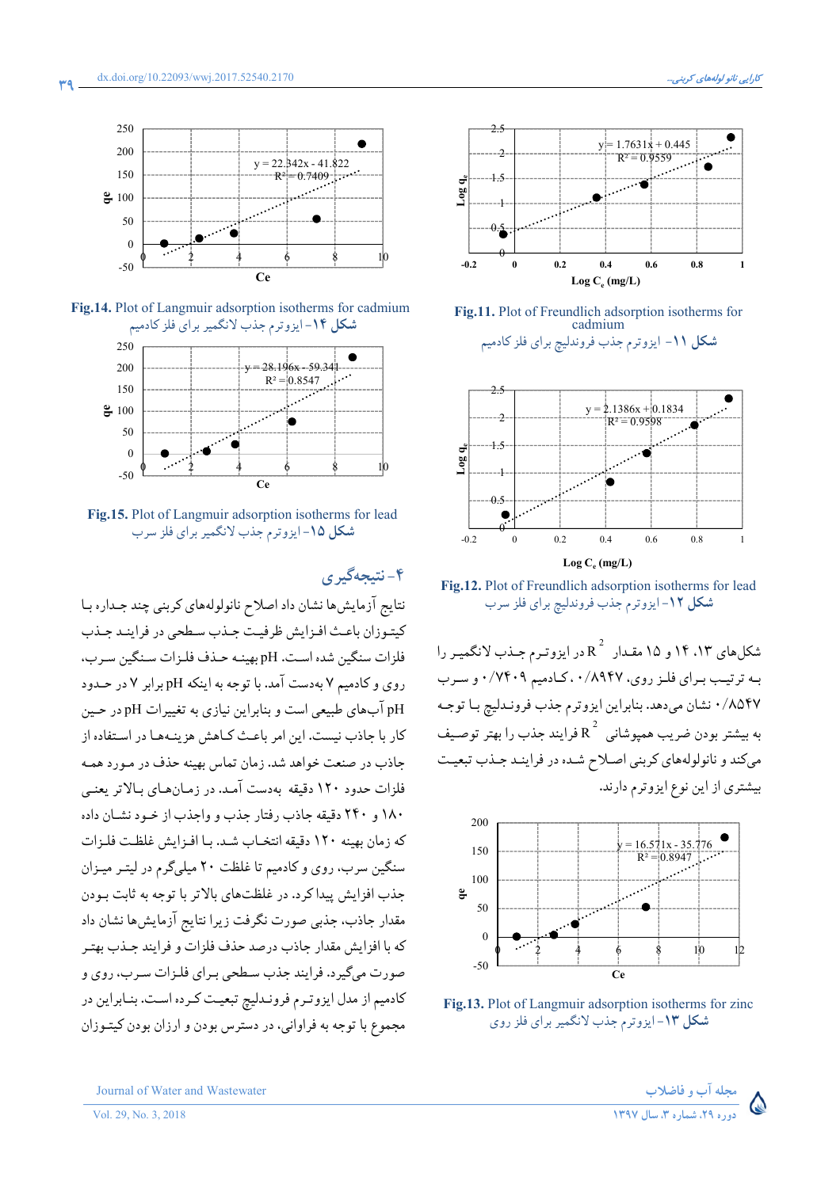Fig.14. Plot of Langmuir adsorption isotherms for cadmium

شکل ۱۴- ایزوترم جذب لانگمیر برای فلز کادمیم

Fig.15. Plot of Langmuir adsorption isotherms for lead

شکل ۱۵- ایزوترم جذب لانگمیر برای فلز سرب

Fig.11. Plot of Freundlich adsorption isotherms for cadmium

شکل ۱۱- ایزوترم جذب فروندلیچ برای فلز کادمیم

Fig.12. Plot of Freundlich adsorption isotherms for lead

شکل ۱۲- ایزوترم جذب فروندلیچ برای فلز سرب

شکل‌های ۱۳، ۱۴ و ۱۵ مقدار $R^2$ در ایزوترم جذب لانگمیر را به ترتیب برای فلز روی، ۰/۸۹۴۷، کادمیم ۰/۷۴۰۹ و سرب ۰/۸۵۴۷ نشان می‌دهد. بنابراین ایزوترم جذب فروندلیچ با توجه به بیشتر بودن ضریب همپوشانی $R^2$ فرایند جذب را بهتر توصیف می‌کند و نانولوله‌های کربنی اصلاح شده در فرایند جذب تبعیت بیشتری از این نوع ایزوترم دارند.

Fig.13. Plot of Langmuir adsorption isotherms for zinc

شکل ۱۳- ایزوترم جذب لانگمیر برای فلز روی

## ۴- نتیجه‌گیری

نتایج آزمایش‌ها نشان داد اصلاح نانولوله‌های کربنی چند جداره با کیتوزان باعث افزایش ظرفیت جذب سطحی در فرایند جذب فلزات سنگین شده است. pH بهینه حذف فلزات سنگین سرب، روی و کادمیم ۷ به‌دست آمد. با توجه به اینکه pH برابر ۷ در حدود pH آب‌های طبیعی است و بنابراین نیازی به تغییرات pH در حین کار با جاذب نیست. این امر باعث کاهش هزینه‌ها در استفاده از جاذب در صنعت خواهد شد. زمان تماس بهینه حذف در مورد همه فلزات حدود ۱۲۰ دقیقه به‌دست آمد. در زمان‌های بالاتر یعنی ۱۸۰ و ۲۴۰ دقیقه جاذب رفتار جذب و واجذب از خود نشان داد که زمان بهینه ۱۲۰ دقیقه انتخاب شد. با افزایش غلظت فلزات سنگین سرب، روی و کادمیم تا غلظت ۲۰ میلی‌گرم در لیتر میزان جذب افزایش پیدا کرد. در غلظت‌های بالاتر با توجه به ثابت بودن مقدار جاذب، جذبی صورت نگرفت زیرا نتایج آزمایش‌ها نشان داد که با افزایش مقدار جاذب درصد حذف فلزات و فرایند جذب بهتر صورت می‌گیرد. فرایند جذب سطحی برای فلزات سرب، روی و کادمیم از مدل ایزوترم فروندلیچ تبعیت کرده است. بنابراین در مجموع با توجه به فراوانی، در دسترس بودن و ارزان بودن کیتوزان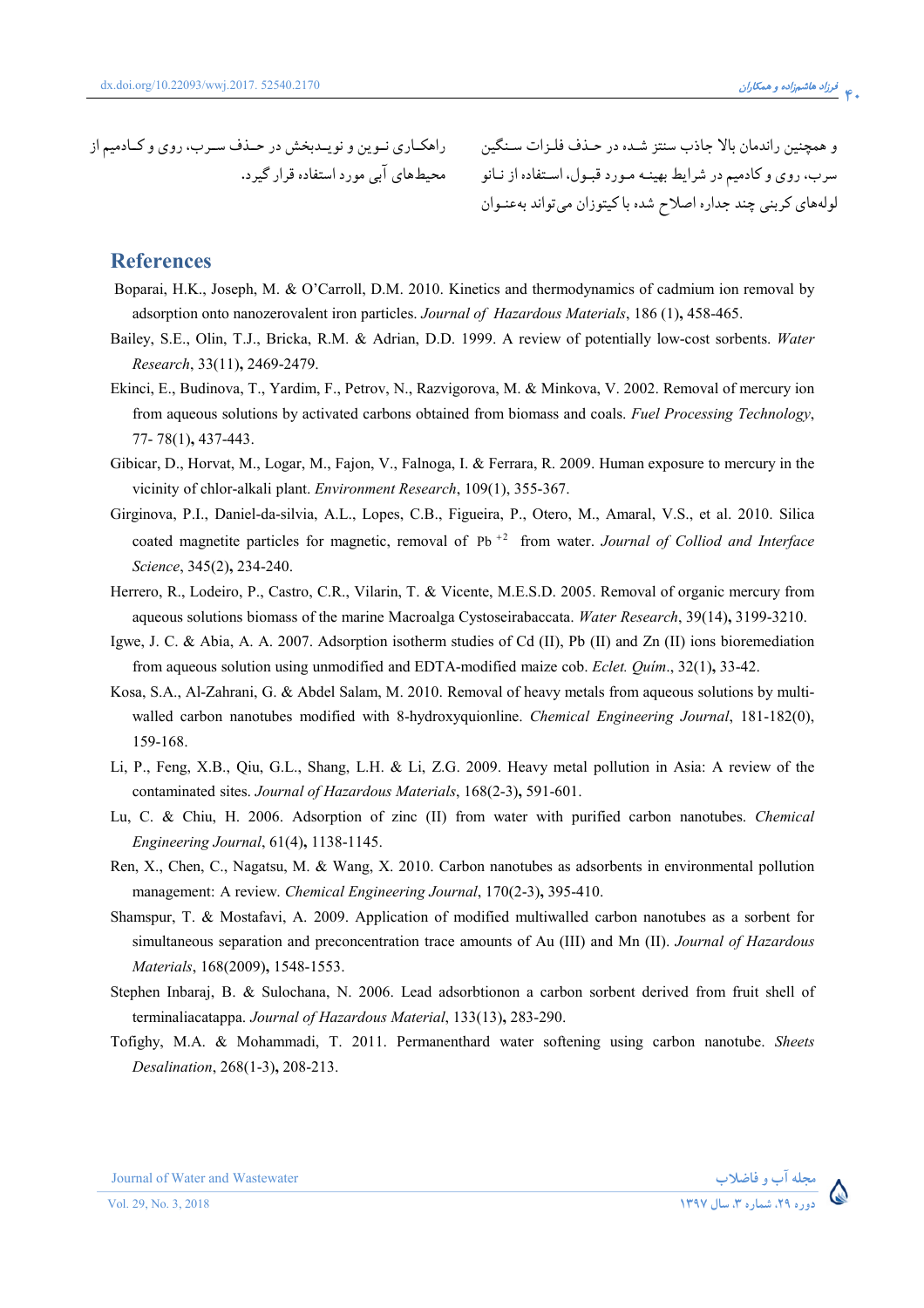و همچنین راندمان بالا جاذب سنتز شده در حذف فلزات سنگین سرب، روی و کادمیم در شرایط بهینه مورد قبول، استفاده از نانو لوله‌های کربنی چند جداره اصلاح شده با کیتوزان می‌تواند به‌عنوان راهکاری نوین و نویدبخش در حذف سرب، روی و کادمیم از محیط‌های آبی مورد استفاده قرار گیرد.

## References

Boparai, H.K., Joseph, M. & O'Carroll, D.M. 2010. Kinetics and thermodynamics of cadmium ion removal by adsorption onto nanozerovalent iron particles. *Journal of Hazardous Materials*, 186 (1), 458-465.

Bailey, S.E., Olin, T.J., Bricka, R.M. & Adrian, D.D. 1999. A review of potentially low-cost sorbents. *Water Research*, 33(11), 2469-2479.

Ekinci, E., Budinova, T., Yardim, F., Petrov, N., Razvigorova, M. & Minkova, V. 2002. Removal of mercury ion from aqueous solutions by activated carbons obtained from biomass and coals. *Fuel Processing Technology*, 77- 78(1), 437-443.

Gibicar, D., Horvat, M., Logar, M., Fajon, V., Falnoga, I. & Ferrara, R. 2009. Human exposure to mercury in the vicinity of chlor-alkali plant. *Environment Research*, 109(1), 355-367.

Girginova, P.I., Daniel-da-silvia, A.L., Lopes, C.B., Figueira, P., Otero, M., Amaral, V.S., et al. 2010. Silica coated magnetite particles for magnetic, removal of $Pb^{+2}$ from water. *Journal of Colliod and Interface Science*, 345(2), 234-240.

Herrero, R., Lodeiro, P., Castro, C.R., Vilarin, T. & Vicente, M.E.S.D. 2005. Removal of organic mercury from aqueous solutions biomass of the marine Macroalga Cystoseirabaccata. *Water Research*, 39(14), 3199-3210.

Igwe, J. C. & Abia, A. A. 2007. Adsorption isotherm studies of Cd (II), Pb (II) and Zn (II) ions bioremediation from aqueous solution using unmodified and EDTA-modified maize cob. *Eclet. Quím*., 32(1), 33-42.

Kosa, S.A., Al-Zahrani, G. & Abdel Salam, M. 2010. Removal of heavy metals from aqueous solutions by multi-walled carbon nanotubes modified with 8-hydroxyquionline. *Chemical Engineering Journal*, 181-182(0), 159-168.

Li, P., Feng, X.B., Qiu, G.L., Shang, L.H. & Li, Z.G. 2009. Heavy metal pollution in Asia: A review of the contaminated sites. *Journal of Hazardous Materials*, 168(2-3), 591-601.

Lu, C. & Chiu, H. 2006. Adsorption of zinc (II) from water with purified carbon nanotubes. *Chemical Engineering Journal*, 61(4), 1138-1145.

Ren, X., Chen, C., Nagatsu, M. & Wang, X. 2010. Carbon nanotubes as adsorbents in environmental pollution management: A review. *Chemical Engineering Journal*, 170(2-3), 395-410.

Shamspur, T. & Mostafavi, A. 2009. Application of modified multiwalled carbon nanotubes as a sorbent for simultaneous separation and preconcentration trace amounts of Au (III) and Mn (II). *Journal of Hazardous Materials*, 168(2009), 1548-1553.

Stephen Inbaraj, B. & Sulochana, N. 2006. Lead adsorbtionon a carbon sorbent derived from fruit shell of terminaliacatappa. *Journal of Hazardous Material*, 133(13), 283-290.

Tofighy, M.A. & Mohammadi, T. 2011. Permanenthard water softening using carbon nanotube. *Sheets Desalination*, 268(1-3), 208-213.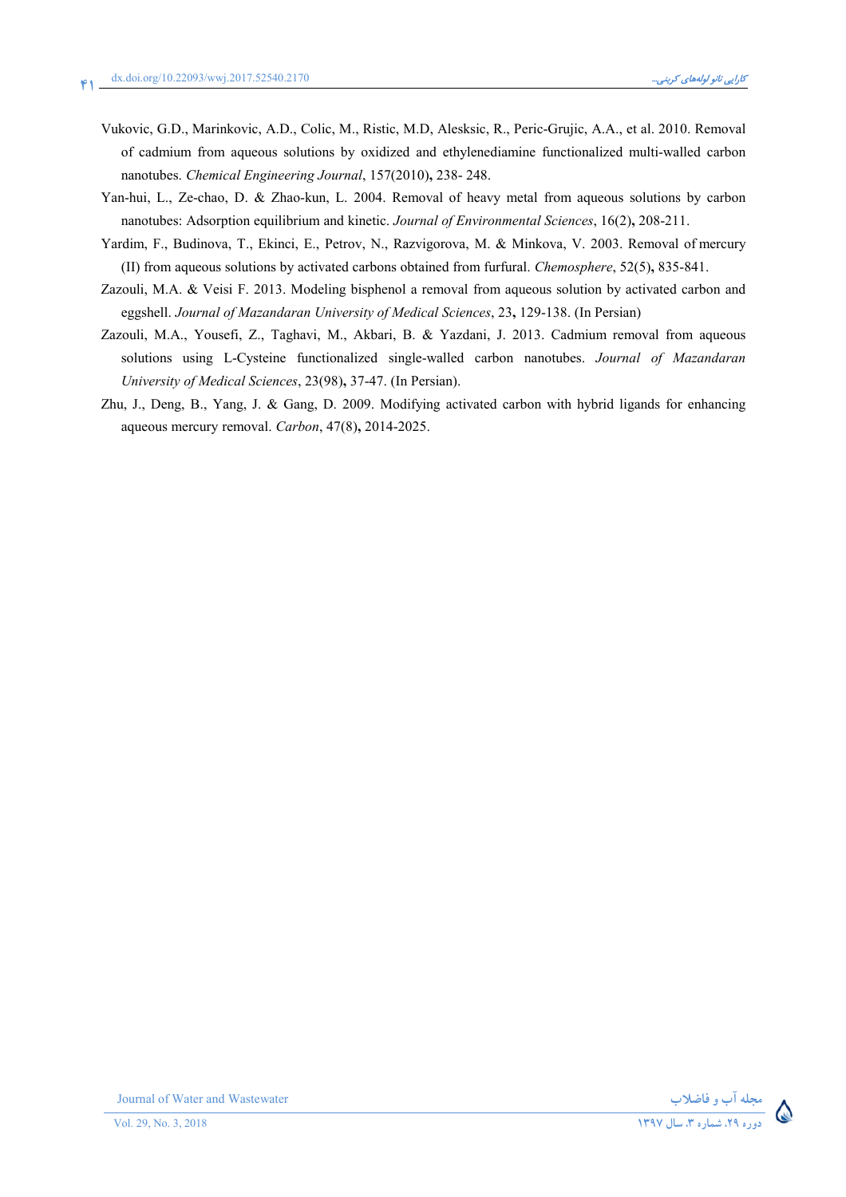Vukovic, G.D., Marinkovic, A.D., Colic, M., Ristic, M.D, Alesksic, R., Peric-Grujic, A.A., et al. 2010. Removal of cadmium from aqueous solutions by oxidized and ethylenediamine functionalized multi-walled carbon nanotubes. *Chemical Engineering Journal*, 157(2010)**,** 238- 248.

Yan-hui, L., Ze-chao, D. & Zhao-kun, L. 2004. Removal of heavy metal from aqueous solutions by carbon nanotubes: Adsorption equilibrium and kinetic. *Journal of Environmental Sciences*, 16(2)**,** 208-211.

Yardim, F., Budinova, T., Ekinci, E., Petrov, N., Razvigorova, M. & Minkova, V. 2003. Removal of mercury (II) from aqueous solutions by activated carbons obtained from furfural. *Chemosphere*, 52(5)**,** 835-841.

Zazouli, M.A. & Veisi F. 2013. Modeling bisphenol a removal from aqueous solution by activated carbon and eggshell. *Journal of Mazandaran University of Medical Sciences*, 23**,** 129-138. (In Persian)

Zazouli, M.A., Yousefi, Z., Taghavi, M., Akbari, B. & Yazdani, J. 2013. Cadmium removal from aqueous solutions using L-Cysteine functionalized single-walled carbon nanotubes. *Journal of Mazandaran University of Medical Sciences*, 23(98)**,** 37-47. (In Persian).

Zhu, J., Deng, B., Yang, J. & Gang, D. 2009. Modifying activated carbon with hybrid ligands for enhancing aqueous mercury removal. *Carbon*, 47(8)**,** 2014-2025.